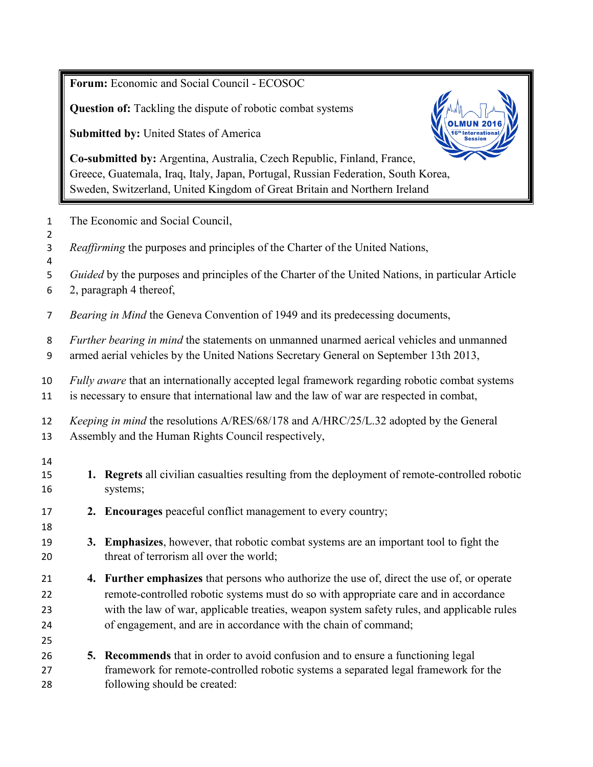**Forum:** Economic and Social Council - ECOSOC

**Question of:** Tackling the dispute of robotic combat systems

**Submitted by:** United States of America

**Co-submitted by:** Argentina, Australia, Czech Republic, Finland, France, Greece, Guatemala, Iraq, Italy, Japan, Portugal, Russian Federation, South Korea, Sweden, Switzerland, United Kingdom of Great Britain and Northern Ireland

The Economic and Social Council,

*Reaffirming* the purposes and principles of the Charter of the United Nations,

*Guided* by the purposes and principles of the Charter of the United Nations, in particular Article 2, paragraph 4 thereof,

*Bearing in Mind* the Geneva Convention of 1949 and its predecessing documents,

*Further bearing in mind* the statements on unmanned unarmed aerical vehicles and unmanned armed aerial vehicles by the United Nations Secretary General on September 13th 2013,

*Fully aware* that an internationally accepted legal framework regarding robotic combat systems is necessary to ensure that international law and the law of war are respected in combat,

*Keeping in mind* the resolutions A/RES/68/178 and A/HRC/25/L.32 adopted by the General Assembly and the Human Rights Council respectively,

1. **Regrets** all civilian casualties resulting from the deployment of remote-controlled robotic systems;

2. **Encourages** peaceful conflict management to every country;

3. **Emphasizes**, however, that robotic combat systems are an important tool to fight the threat of terrorism all over the world;

4. **Further emphasizes** that persons who authorize the use of, direct the use of, or operate remote-controlled robotic systems must do so with appropriate care and in accordance with the law of war, applicable treaties, weapon system safety rules, and applicable rules of engagement, and are in accordance with the chain of command;

5. **Recommends** that in order to avoid confusion and to ensure a functioning legal framework for remote-controlled robotic systems a separated legal framework for the following should be created: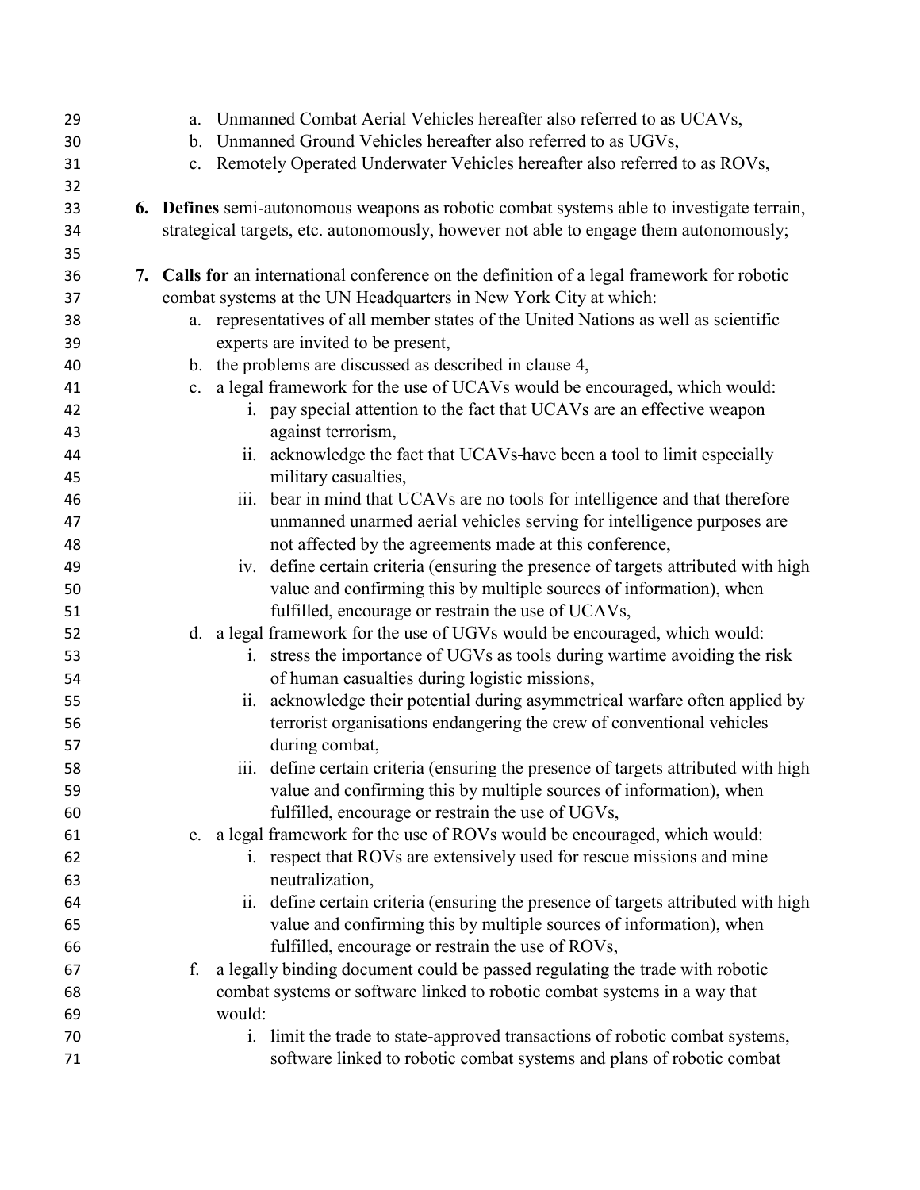a. Unmanned Combat Aerial Vehicles hereafter also referred to as UCAVs,
   b. Unmanned Ground Vehicles hereafter also referred to as UGVs,
   c. Remotely Operated Underwater Vehicles hereafter also referred to as ROVs,

6. **Defines** semi-autonomous weapons as robotic combat systems able to investigate terrain, strategical targets, etc. autonomously, however not able to engage them autonomously;

7. **Calls for** an international conference on the definition of a legal framework for robotic combat systems at the UN Headquarters in New York City at which:
   a. representatives of all member states of the United Nations as well as scientific experts are invited to be present,
   b. the problems are discussed as described in clause 4,
   c. a legal framework for the use of UCAVs would be encouraged, which would:
      i. pay special attention to the fact that UCAVs are an effective weapon against terrorism,
      ii. acknowledge the fact that UCAVs have been a tool to limit especially military casualties,
      iii. bear in mind that UCAVs are no tools for intelligence and that therefore unmanned unarmed aerial vehicles serving for intelligence purposes are not affected by the agreements made at this conference,
      iv. define certain criteria (ensuring the presence of targets attributed with high value and confirming this by multiple sources of information), when fulfilled, encourage or restrain the use of UCAVs,
   d. a legal framework for the use of UGVs would be encouraged, which would:
      i. stress the importance of UGVs as tools during wartime avoiding the risk of human casualties during logistic missions,
      ii. acknowledge their potential during asymmetrical warfare often applied by terrorist organisations endangering the crew of conventional vehicles during combat,
      iii. define certain criteria (ensuring the presence of targets attributed with high value and confirming this by multiple sources of information), when fulfilled, encourage or restrain the use of UGVs,
   e. a legal framework for the use of ROVs would be encouraged, which would:
      i. respect that ROVs are extensively used for rescue missions and mine neutralization,
      ii. define certain criteria (ensuring the presence of targets attributed with high value and confirming this by multiple sources of information), when fulfilled, encourage or restrain the use of ROVs,
   f. a legally binding document could be passed regulating the trade with robotic combat systems or software linked to robotic combat systems in a way that would:
      i. limit the trade to state-approved transactions of robotic combat systems, software linked to robotic combat systems and plans of robotic combat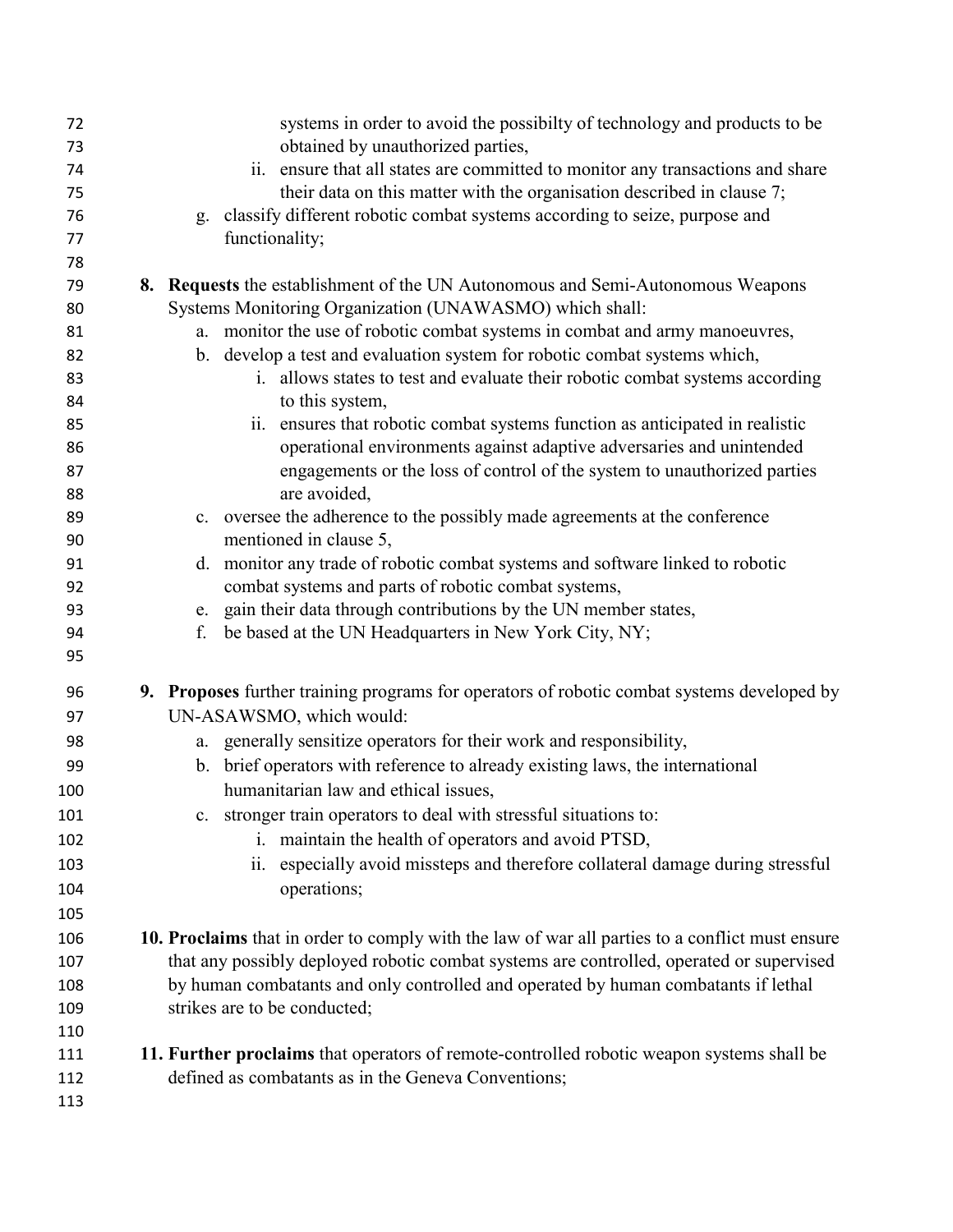systems in order to avoid the possibilty of technology and products to be obtained by unauthorized parties,
  ii. ensure that all states are committed to monitor any transactions and share their data on this matter with the organisation described in clause 7;
g. classify different robotic combat systems according to seize, purpose and functionality;

**8. Requests** the establishment of the UN Autonomous and Semi-Autonomous Weapons Systems Monitoring Organization (UNAWASMO) which shall:
  a. monitor the use of robotic combat systems in combat and army manoeuvres,
  b. develop a test and evaluation system for robotic combat systems which,
    i. allows states to test and evaluate their robotic combat systems according to this system,
    ii. ensures that robotic combat systems function as anticipated in realistic operational environments against adaptive adversaries and unintended engagements or the loss of control of the system to unauthorized parties are avoided,
  c. oversee the adherence to the possibly made agreements at the conference mentioned in clause 5,
  d. monitor any trade of robotic combat systems and software linked to robotic combat systems and parts of robotic combat systems,
  e. gain their data through contributions by the UN member states,
  f. be based at the UN Headquarters in New York City, NY;

**9. Proposes** further training programs for operators of robotic combat systems developed by UN-ASAWSMO, which would:
  a. generally sensitize operators for their work and responsibility,
  b. brief operators with reference to already existing laws, the international humanitarian law and ethical issues,
  c. stronger train operators to deal with stressful situations to:
    i. maintain the health of operators and avoid PTSD,
    ii. especially avoid missteps and therefore collateral damage during stressful operations;

**10. Proclaims** that in order to comply with the law of war all parties to a conflict must ensure that any possibly deployed robotic combat systems are controlled, operated or supervised by human combatants and only controlled and operated by human combatants if lethal strikes are to be conducted;

**11. Further proclaims** that operators of remote-controlled robotic weapon systems shall be defined as combatants as in the Geneva Conventions;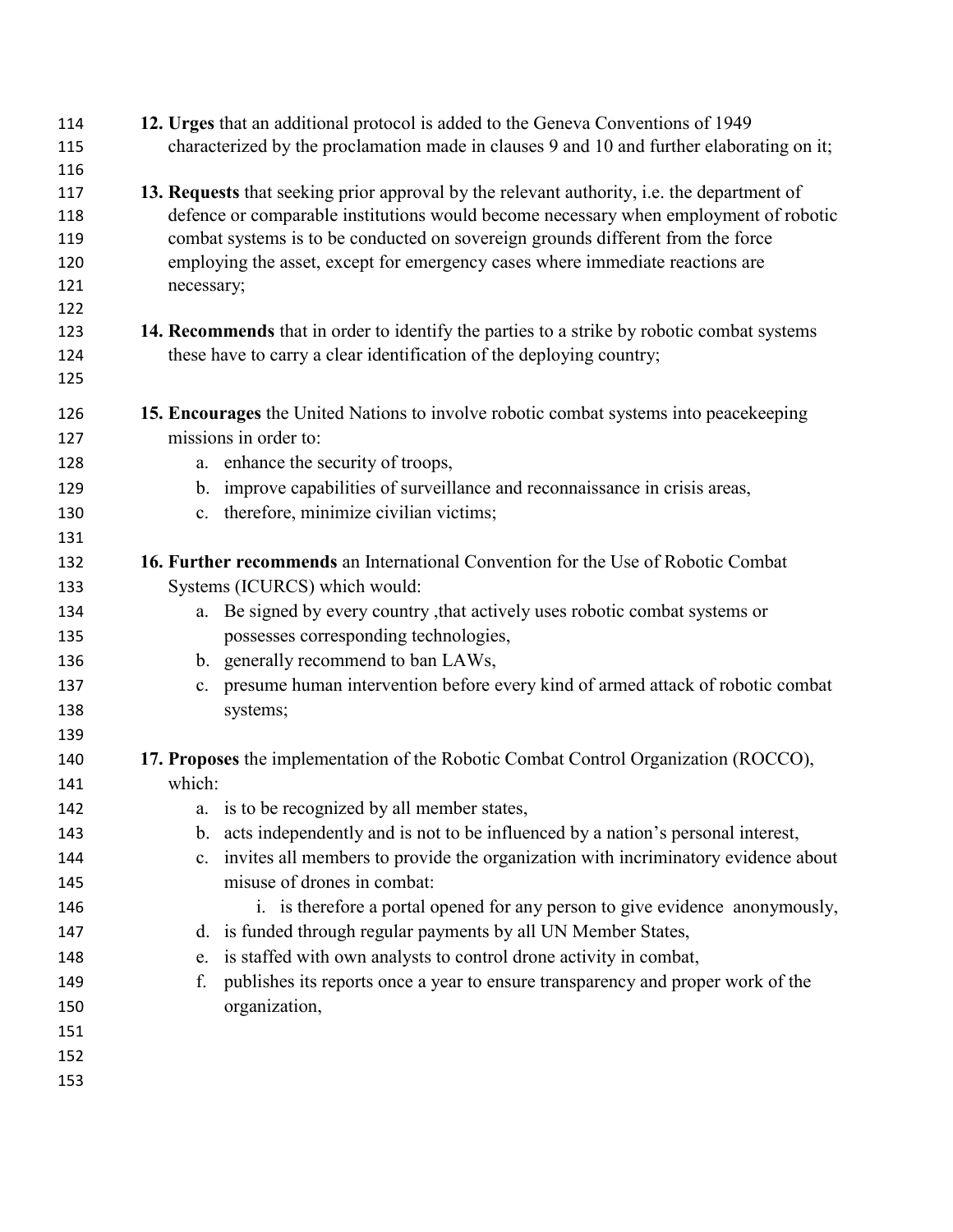**12. Urges** that an additional protocol is added to the Geneva Conventions of 1949 characterized by the proclamation made in clauses 9 and 10 and further elaborating on it;

**13. Requests** that seeking prior approval by the relevant authority, i.e. the department of defence or comparable institutions would become necessary when employment of robotic combat systems is to be conducted on sovereign grounds different from the force employing the asset, except for emergency cases where immediate reactions are necessary;

**14. Recommends** that in order to identify the parties to a strike by robotic combat systems these have to carry a clear identification of the deploying country;

**15. Encourages** the United Nations to involve robotic combat systems into peacekeeping missions in order to:

  a. enhance the security of troops,
  b. improve capabilities of surveillance and reconnaissance in crisis areas,
  c. therefore, minimize civilian victims;

**16. Further recommends** an International Convention for the Use of Robotic Combat Systems (ICURCS) which would:

  a. Be signed by every country ,that actively uses robotic combat systems or possesses corresponding technologies,
  b. generally recommend to ban LAWs,
  c. presume human intervention before every kind of armed attack of robotic combat systems;

**17. Proposes** the implementation of the Robotic Combat Control Organization (ROCCO), which:

  a. is to be recognized by all member states,
  b. acts independently and is not to be influenced by a nation's personal interest,
  c. invites all members to provide the organization with incriminatory evidence about misuse of drones in combat:
     i. is therefore a portal opened for any person to give evidence anonymously,
  d. is funded through regular payments by all UN Member States,
  e. is staffed with own analysts to control drone activity in combat,
  f. publishes its reports once a year to ensure transparency and proper work of the organization,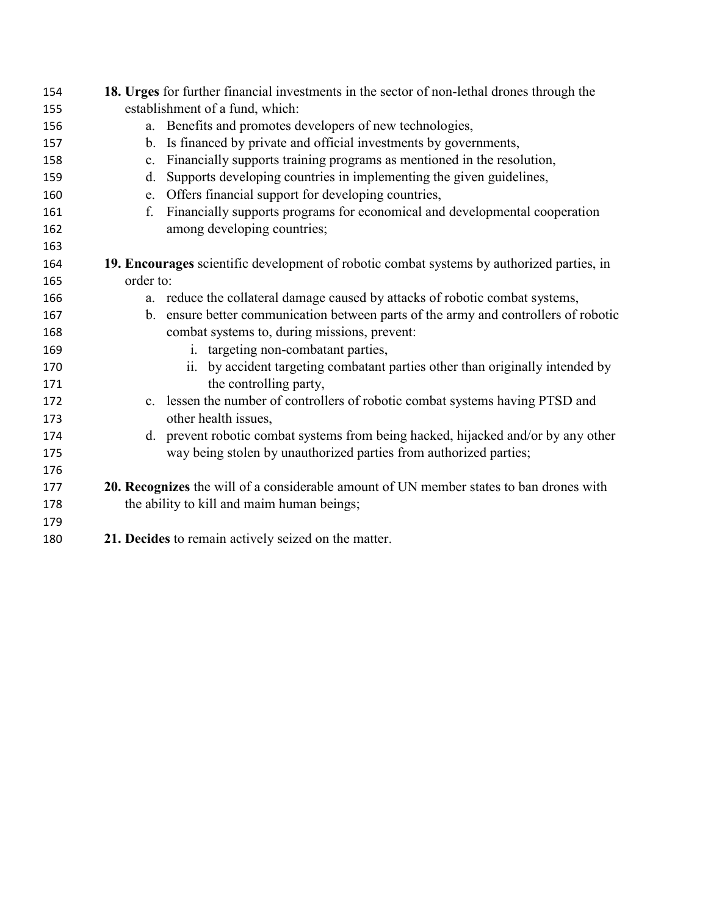**18. Urges** for further financial investments in the sector of non-lethal drones through the establishment of a fund, which:

a. Benefits and promotes developers of new technologies,
b. Is financed by private and official investments by governments,
c. Financially supports training programs as mentioned in the resolution,
d. Supports developing countries in implementing the given guidelines,
e. Offers financial support for developing countries,
f. Financially supports programs for economical and developmental cooperation among developing countries;

**19. Encourages** scientific development of robotic combat systems by authorized parties, in order to:

a. reduce the collateral damage caused by attacks of robotic combat systems,
b. ensure better communication between parts of the army and controllers of robotic combat systems to, during missions, prevent:
    i. targeting non-combatant parties,
    ii. by accident targeting combatant parties other than originally intended by the controlling party,
c. lessen the number of controllers of robotic combat systems having PTSD and other health issues,
d. prevent robotic combat systems from being hacked, hijacked and/or by any other way being stolen by unauthorized parties from authorized parties;

**20. Recognizes** the will of a considerable amount of UN member states to ban drones with the ability to kill and maim human beings;

**21. Decides** to remain actively seized on the matter.